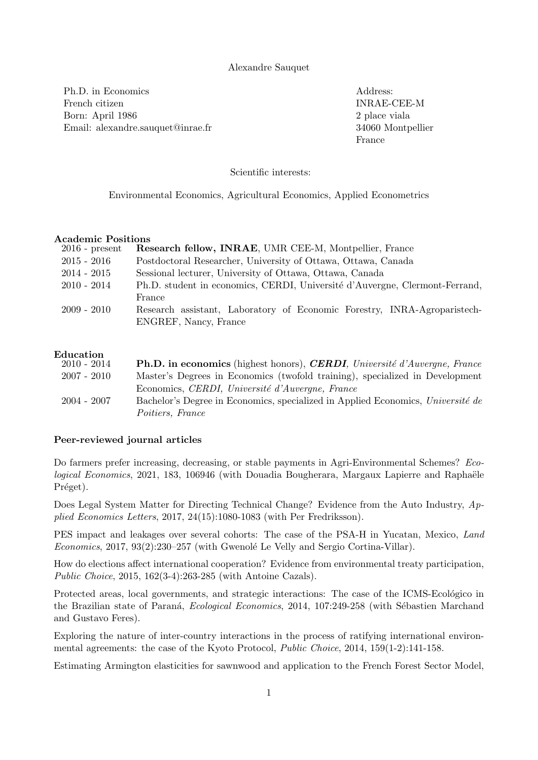# Alexandre Sauquet

Ph.D. in Economics
French citizen
Born: April 1986
Email: alexandre.sauquet@inrae.fr

Address:
INRAE-CEE-M
2 place viala
34060 Montpellier
France

Scientific interests:

Environmental Economics, Agricultural Economics, Applied Econometrics

## Academic Positions

| | |
|---|---|
| 2016 - present | **Research fellow, INRAE**, UMR CEE-M, Montpellier, France |
| 2015 - 2016 | Postdoctoral Researcher, University of Ottawa, Ottawa, Canada |
| 2014 - 2015 | Sessional lecturer, University of Ottawa, Ottawa, Canada |
| 2010 - 2014 | Ph.D. student in economics, CERDI, Université d'Auvergne, Clermont-Ferrand, France |
| 2009 - 2010 | Research assistant, Laboratory of Economic Forestry, INRA-Agroparistech-ENGREF, Nancy, France |

## Education

| | |
|---|---|
| 2010 - 2014 | **Ph.D. in economics** (highest honors), ***CERDI***, *Université d'Auvergne, France* |
| 2007 - 2010 | Master's Degrees in Economics (twofold training), specialized in Development Economics, *CERDI, Université d'Auvergne, France* |
| 2004 - 2007 | Bachelor's Degree in Economics, specialized in Applied Economics, *Université de Poitiers, France* |

## Peer-reviewed journal articles

Do farmers prefer increasing, decreasing, or stable payments in Agri-Environmental Schemes? *Ecological Economics*, 2021, 183, 106946 (with Douadia Bougherara, Margaux Lapierre and Raphaële Préget).

Does Legal System Matter for Directing Technical Change? Evidence from the Auto Industry, *Applied Economics Letters*, 2017, 24(15):1080-1083 (with Per Fredriksson).

PES impact and leakages over several cohorts: The case of the PSA-H in Yucatan, Mexico, *Land Economics*, 2017, 93(2):230–257 (with Gwenolé Le Velly and Sergio Cortina-Villar).

How do elections affect international cooperation? Evidence from environmental treaty participation, *Public Choice*, 2015, 162(3-4):263-285 (with Antoine Cazals).

Protected areas, local governments, and strategic interactions: The case of the ICMS-Ecológico in the Brazilian state of Paraná, *Ecological Economics*, 2014, 107:249-258 (with Sébastien Marchand and Gustavo Feres).

Exploring the nature of inter-country interactions in the process of ratifying international environmental agreements: the case of the Kyoto Protocol, *Public Choice*, 2014, 159(1-2):141-158.

Estimating Armington elasticities for sawnwood and application to the French Forest Sector Model,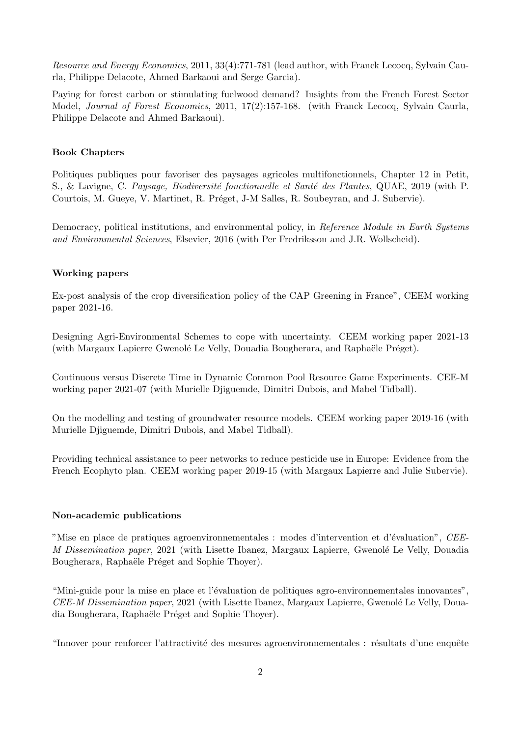*Resource and Energy Economics*, 2011, 33(4):771-781 (lead author, with Franck Lecocq, Sylvain Caurla, Philippe Delacote, Ahmed Barkaoui and Serge Garcia).

Paying for forest carbon or stimulating fuelwood demand? Insights from the French Forest Sector Model, *Journal of Forest Economics*, 2011, 17(2):157-168. (with Franck Lecocq, Sylvain Caurla, Philippe Delacote and Ahmed Barkaoui).

**Book Chapters**

Politiques publiques pour favoriser des paysages agricoles multifonctionnels, Chapter 12 in Petit, S., & Lavigne, C. *Paysage, Biodiversité fonctionnelle et Santé des Plantes*, QUAE, 2019 (with P. Courtois, M. Gueye, V. Martinet, R. Préget, J-M Salles, R. Soubeyran, and J. Subervie).

Democracy, political institutions, and environmental policy, in *Reference Module in Earth Systems and Environmental Sciences*, Elsevier, 2016 (with Per Fredriksson and J.R. Wollscheid).

**Working papers**

Ex-post analysis of the crop diversification policy of the CAP Greening in France", CEEM working paper 2021-16.

Designing Agri-Environmental Schemes to cope with uncertainty. CEEM working paper 2021-13 (with Margaux Lapierre Gwenolé Le Velly, Douadia Bougherara, and Raphaële Préget).

Continuous versus Discrete Time in Dynamic Common Pool Resource Game Experiments. CEE-M working paper 2021-07 (with Murielle Djiguemde, Dimitri Dubois, and Mabel Tidball).

On the modelling and testing of groundwater resource models. CEEM working paper 2019-16 (with Murielle Djiguemde, Dimitri Dubois, and Mabel Tidball).

Providing technical assistance to peer networks to reduce pesticide use in Europe: Evidence from the French Ecophyto plan. CEEM working paper 2019-15 (with Margaux Lapierre and Julie Subervie).

**Non-academic publications**

"Mise en place de pratiques agroenvironnementales : modes d'intervention et d'évaluation", *CEE-M Dissemination paper*, 2021 (with Lisette Ibanez, Margaux Lapierre, Gwenolé Le Velly, Douadia Bougherara, Raphaële Préget and Sophie Thoyer).

"Mini-guide pour la mise en place et l'évaluation de politiques agro-environnementales innovantes", *CEE-M Dissemination paper*, 2021 (with Lisette Ibanez, Margaux Lapierre, Gwenolé Le Velly, Douadia Bougherara, Raphaële Préget and Sophie Thoyer).

"Innover pour renforcer l'attractivité des mesures agroenvironnementales : résultats d'une enquête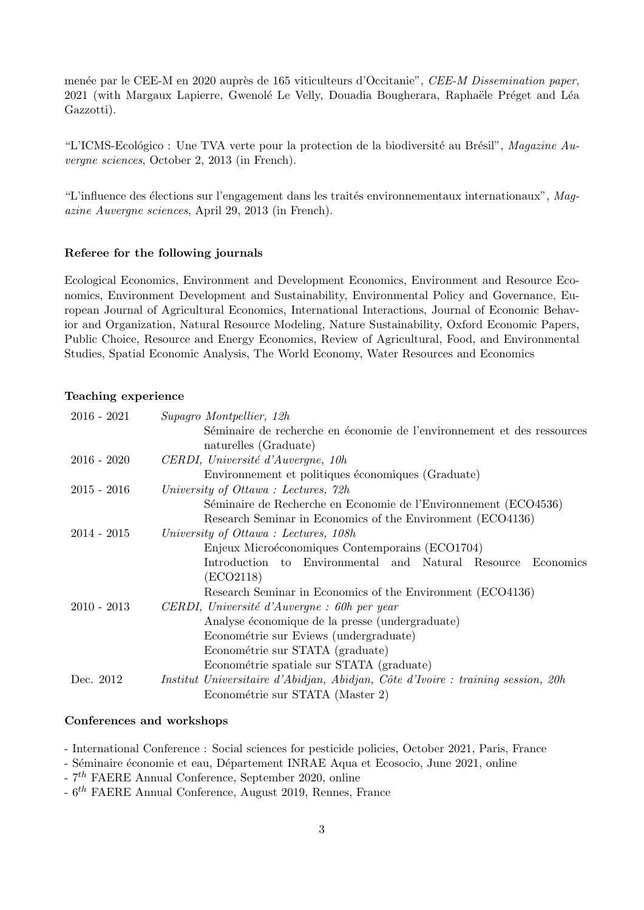menée par le CEE-M en 2020 auprès de 165 viticulteurs d'Occitanie", *CEE-M Dissemination paper*, 2021 (with Margaux Lapierre, Gwenolé Le Velly, Douadia Bougherara, Raphaële Préget and Léa Gazzotti).

"L'ICMS-Ecológico : Une TVA verte pour la protection de la biodiversité au Brésil", *Magazine Auvergne sciences*, October 2, 2013 (in French).

"L'influence des élections sur l'engagement dans les traités environnementaux internationaux", *Magazine Auvergne sciences*, April 29, 2013 (in French).

**Referee for the following journals**

Ecological Economics, Environment and Development Economics, Environment and Resource Economics, Environment Development and Sustainability, Environmental Policy and Governance, European Journal of Agricultural Economics, International Interactions, Journal of Economic Behavior and Organization, Natural Resource Modeling, Nature Sustainability, Oxford Economic Papers, Public Choice, Resource and Energy Economics, Review of Agricultural, Food, and Environmental Studies, Spatial Economic Analysis, The World Economy, Water Resources and Economics

**Teaching experience**

| | |
|---|---|
| 2016 - 2021 | *Supagro Montpellier, 12h* |
| | Séminaire de recherche en économie de l'environnement et des ressources naturelles (Graduate) |
| 2016 - 2020 | *CERDI, Université d'Auvergne, 10h* |
| | Environnement et politiques économiques (Graduate) |
| 2015 - 2016 | *University of Ottawa : Lectures, 72h* |
| | Séminaire de Recherche en Economie de l'Environnement (ECO4536) |
| | Research Seminar in Economics of the Environment (ECO4136) |
| 2014 - 2015 | *University of Ottawa : Lectures, 108h* |
| | Enjeux Microéconomiques Contemporains (ECO1704) |
| | Introduction to Environmental and Natural Resource Economics (ECO2118) |
| | Research Seminar in Economics of the Environment (ECO4136) |
| 2010 - 2013 | *CERDI, Université d'Auvergne : 60h per year* |
| | Analyse économique de la presse (undergraduate) |
| | Econométrie sur Eviews (undergraduate) |
| | Econométrie sur STATA (graduate) |
| | Econométrie spatiale sur STATA (graduate) |
| Dec. 2012 | *Institut Universitaire d'Abidjan, Abidjan, Côte d'Ivoire : training session, 20h* |
| | Econométrie sur STATA (Master 2) |

**Conferences and workshops**

- International Conference : Social sciences for pesticide policies, October 2021, Paris, France
- Séminaire économie et eau, Département INRAE Aqua et Ecosocio, June 2021, online
- $7^{th}$ FAERE Annual Conference, September 2020, online
- $6^{th}$ FAERE Annual Conference, August 2019, Rennes, France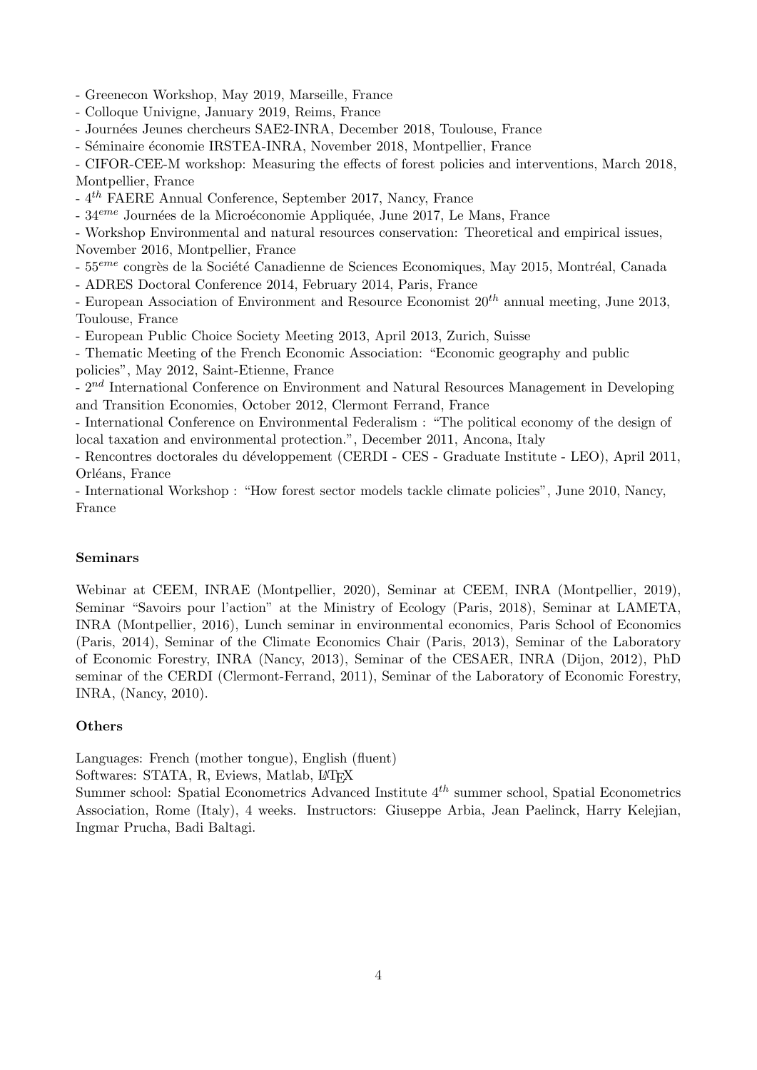- Greenecon Workshop, May 2019, Marseille, France
- Colloque Univigne, January 2019, Reims, France
- Journées Jeunes chercheurs SAE2-INRA, December 2018, Toulouse, France
- Séminaire économie IRSTEA-INRA, November 2018, Montpellier, France
- CIFOR-CEE-M workshop: Measuring the effects of forest policies and interventions, March 2018, Montpellier, France
- $4^{th}$ FAERE Annual Conference, September 2017, Nancy, France
- $34^{eme}$ Journées de la Microéconomie Appliquée, June 2017, Le Mans, France
- Workshop Environmental and natural resources conservation: Theoretical and empirical issues, November 2016, Montpellier, France
- $55^{eme}$ congrès de la Société Canadienne de Sciences Economiques, May 2015, Montréal, Canada
- ADRES Doctoral Conference 2014, February 2014, Paris, France
- European Association of Environment and Resource Economist $20^{th}$ annual meeting, June 2013, Toulouse, France
- European Public Choice Society Meeting 2013, April 2013, Zurich, Suisse
- Thematic Meeting of the French Economic Association: "Economic geography and public policies", May 2012, Saint-Etienne, France
- $2^{nd}$ International Conference on Environment and Natural Resources Management in Developing and Transition Economies, October 2012, Clermont Ferrand, France
- International Conference on Environmental Federalism : "The political economy of the design of local taxation and environmental protection.", December 2011, Ancona, Italy
- Rencontres doctorales du développement (CERDI - CES - Graduate Institute - LEO), April 2011, Orléans, France
- International Workshop : "How forest sector models tackle climate policies", June 2010, Nancy, France

### Seminars

Webinar at CEEM, INRAE (Montpellier, 2020), Seminar at CEEM, INRA (Montpellier, 2019), Seminar "Savoirs pour l'action" at the Ministry of Ecology (Paris, 2018), Seminar at LAMETA, INRA (Montpellier, 2016), Lunch seminar in environmental economics, Paris School of Economics (Paris, 2014), Seminar of the Climate Economics Chair (Paris, 2013), Seminar of the Laboratory of Economic Forestry, INRA (Nancy, 2013), Seminar of the CESAER, INRA (Dijon, 2012), PhD seminar of the CERDI (Clermont-Ferrand, 2011), Seminar of the Laboratory of Economic Forestry, INRA, (Nancy, 2010).

### Others

Languages: French (mother tongue), English (fluent)
Softwares: STATA, R, Eviews, Matlab, LaTeX
Summer school: Spatial Econometrics Advanced Institute $4^{th}$ summer school, Spatial Econometrics Association, Rome (Italy), 4 weeks. Instructors: Giuseppe Arbia, Jean Paelinck, Harry Kelejian, Ingmar Prucha, Badi Baltagi.